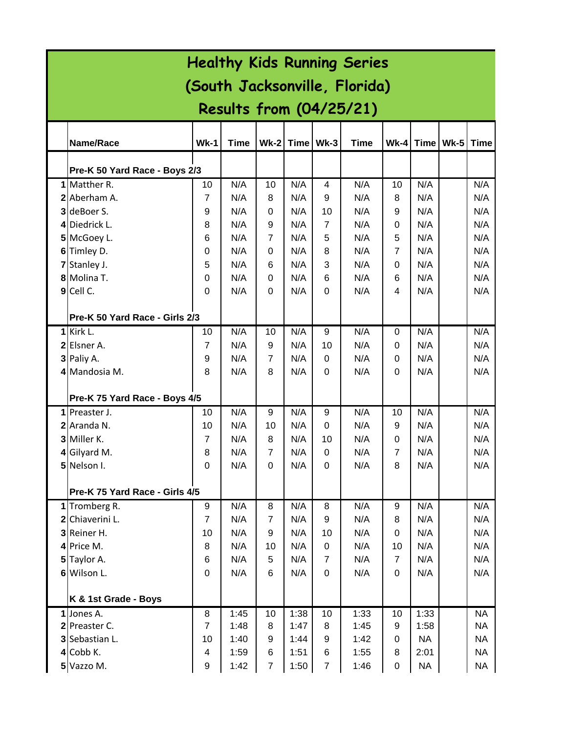# Healthy Kids Running Series
# (South Jacksonville, Florida)
# Results from (04/25/21)

| | Name/Race | Wk-1 | Time | Wk-2 | Time | Wk-3 | Time | Wk-4 | Time | Wk-5 | Time |
|---|---|---|---|---|---|---|---|---|---|---|---|
| | **Pre-K 50 Yard Race - Boys 2/3** | | | | | | | | | | |
| 1 | Matther R. | 10 | N/A | 10 | N/A | 4 | N/A | 10 | N/A | | N/A |
| 2 | Aberham A. | 7 | N/A | 8 | N/A | 9 | N/A | 8 | N/A | | N/A |
| 3 | deBoer S. | 9 | N/A | 0 | N/A | 10 | N/A | 9 | N/A | | N/A |
| 4 | Diedrick L. | 8 | N/A | 9 | N/A | 7 | N/A | 0 | N/A | | N/A |
| 5 | McGoey L. | 6 | N/A | 7 | N/A | 5 | N/A | 5 | N/A | | N/A |
| 6 | Timley D. | 0 | N/A | 0 | N/A | 8 | N/A | 7 | N/A | | N/A |
| 7 | Stanley J. | 5 | N/A | 6 | N/A | 3 | N/A | 0 | N/A | | N/A |
| 8 | Molina T. | 0 | N/A | 0 | N/A | 6 | N/A | 6 | N/A | | N/A |
| 9 | Cell C. | 0 | N/A | 0 | N/A | 0 | N/A | 4 | N/A | | N/A |
| | **Pre-K 50 Yard Race - Girls 2/3** | | | | | | | | | | |
| 1 | Kirk L. | 10 | N/A | 10 | N/A | 9 | N/A | 0 | N/A | | N/A |
| 2 | Elsner A. | 7 | N/A | 9 | N/A | 10 | N/A | 0 | N/A | | N/A |
| 3 | Paliy A. | 9 | N/A | 7 | N/A | 0 | N/A | 0 | N/A | | N/A |
| 4 | Mandosia M. | 8 | N/A | 8 | N/A | 0 | N/A | 0 | N/A | | N/A |
| | **Pre-K 75 Yard Race - Boys 4/5** | | | | | | | | | | |
| 1 | Preaster J. | 10 | N/A | 9 | N/A | 9 | N/A | 10 | N/A | | N/A |
| 2 | Aranda N. | 10 | N/A | 10 | N/A | 0 | N/A | 9 | N/A | | N/A |
| 3 | Miller K. | 7 | N/A | 8 | N/A | 10 | N/A | 0 | N/A | | N/A |
| 4 | Gilyard M. | 8 | N/A | 7 | N/A | 0 | N/A | 7 | N/A | | N/A |
| 5 | Nelson I. | 0 | N/A | 0 | N/A | 0 | N/A | 8 | N/A | | N/A |
| | **Pre-K 75 Yard Race - Girls 4/5** | | | | | | | | | | |
| 1 | Tromberg R. | 9 | N/A | 8 | N/A | 8 | N/A | 9 | N/A | | N/A |
| 2 | Chiaverini L. | 7 | N/A | 7 | N/A | 9 | N/A | 8 | N/A | | N/A |
| 3 | Reiner H. | 10 | N/A | 9 | N/A | 10 | N/A | 0 | N/A | | N/A |
| 4 | Price M. | 8 | N/A | 10 | N/A | 0 | N/A | 10 | N/A | | N/A |
| 5 | Taylor A. | 6 | N/A | 5 | N/A | 7 | N/A | 7 | N/A | | N/A |
| 6 | Wilson L. | 0 | N/A | 6 | N/A | 0 | N/A | 0 | N/A | | N/A |
| | **K & 1st Grade - Boys** | | | | | | | | | | |
| 1 | Jones A. | 8 | 1:45 | 10 | 1:38 | 10 | 1:33 | 10 | 1:33 | | NA |
| 2 | Preaster C. | 7 | 1:48 | 8 | 1:47 | 8 | 1:45 | 9 | 1:58 | | NA |
| 3 | Sebastian L. | 10 | 1:40 | 9 | 1:44 | 9 | 1:42 | 0 | NA | | NA |
| 4 | Cobb K. | 4 | 1:59 | 6 | 1:51 | 6 | 1:55 | 8 | 2:01 | | NA |
| 5 | Vazzo M. | 9 | 1:42 | 7 | 1:50 | 7 | 1:46 | 0 | NA | | NA |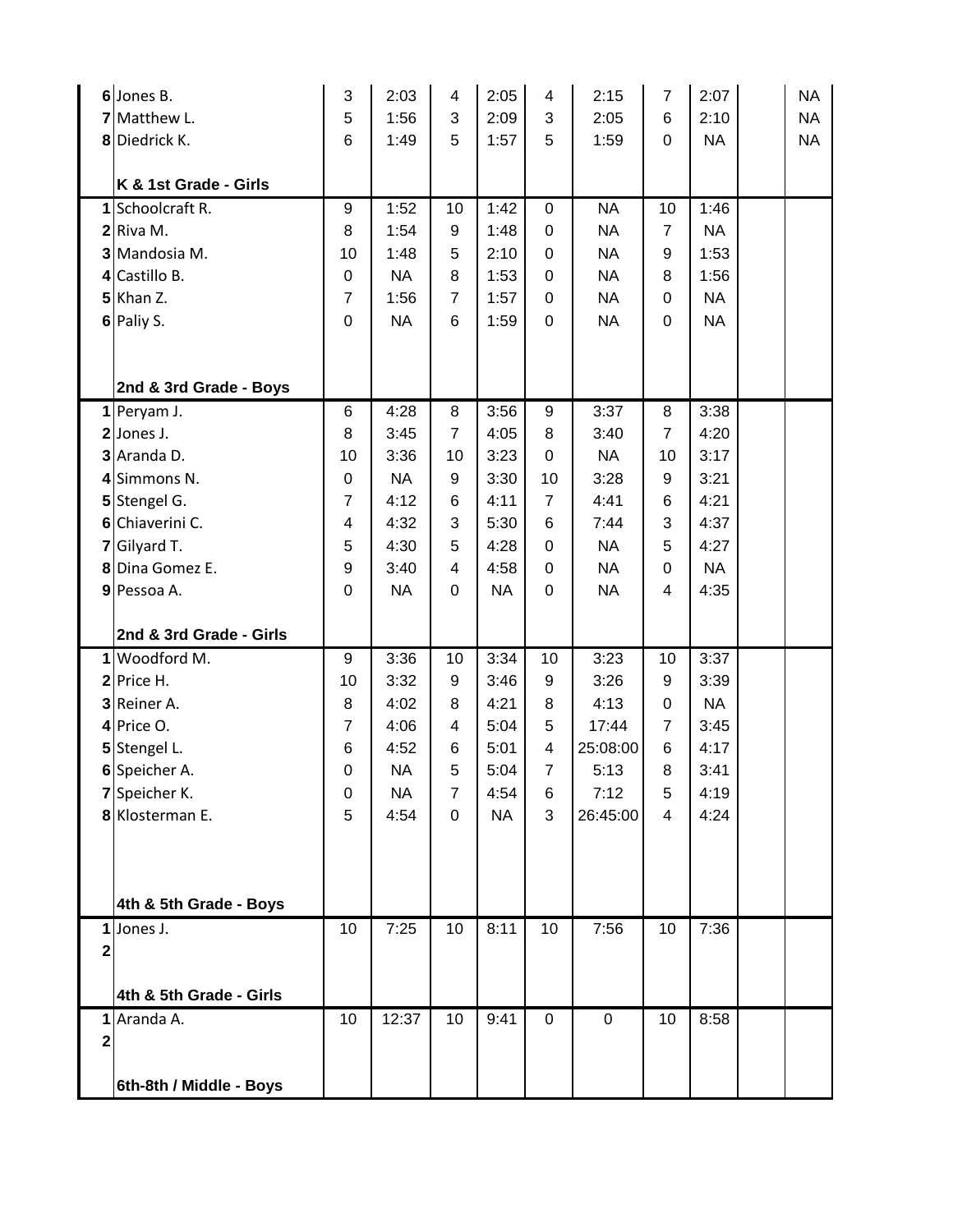| | | | | | | | | | | | |
|---|---|---|---|---|---|---|---|---|---|---|---|
| 6 | Jones B. | 3 | 2:03 | 4 | 2:05 | 4 | 2:15 | 7 | 2:07 | | NA |
| 7 | Matthew L. | 5 | 1:56 | 3 | 2:09 | 3 | 2:05 | 6 | 2:10 | | NA |
| 8 | Diedrick K. | 6 | 1:49 | 5 | 1:57 | 5 | 1:59 | 0 | NA | | NA |
| | | | | | | | | | | | |
| | **K & 1st Grade - Girls** | | | | | | | | | | |
| 1 | Schoolcraft R. | 9 | 1:52 | 10 | 1:42 | 0 | NA | 10 | 1:46 | | |
| 2 | Riva M. | 8 | 1:54 | 9 | 1:48 | 0 | NA | 7 | NA | | |
| 3 | Mandosia M. | 10 | 1:48 | 5 | 2:10 | 0 | NA | 9 | 1:53 | | |
| 4 | Castillo B. | 0 | NA | 8 | 1:53 | 0 | NA | 8 | 1:56 | | |
| 5 | Khan Z. | 7 | 1:56 | 7 | 1:57 | 0 | NA | 0 | NA | | |
| 6 | Paliy S. | 0 | NA | 6 | 1:59 | 0 | NA | 0 | NA | | |
| | | | | | | | | | | | |
| | **2nd & 3rd Grade - Boys** | | | | | | | | | | |
| 1 | Peryam J. | 6 | 4:28 | 8 | 3:56 | 9 | 3:37 | 8 | 3:38 | | |
| 2 | Jones J. | 8 | 3:45 | 7 | 4:05 | 8 | 3:40 | 7 | 4:20 | | |
| 3 | Aranda D. | 10 | 3:36 | 10 | 3:23 | 0 | NA | 10 | 3:17 | | |
| 4 | Simmons N. | 0 | NA | 9 | 3:30 | 10 | 3:28 | 9 | 3:21 | | |
| 5 | Stengel G. | 7 | 4:12 | 6 | 4:11 | 7 | 4:41 | 6 | 4:21 | | |
| 6 | Chiaverini C. | 4 | 4:32 | 3 | 5:30 | 6 | 7:44 | 3 | 4:37 | | |
| 7 | Gilyard T. | 5 | 4:30 | 5 | 4:28 | 0 | NA | 5 | 4:27 | | |
| 8 | Dina Gomez E. | 9 | 3:40 | 4 | 4:58 | 0 | NA | 0 | NA | | |
| 9 | Pessoa A. | 0 | NA | 0 | NA | 0 | NA | 4 | 4:35 | | |
| | | | | | | | | | | | |
| | **2nd & 3rd Grade - Girls** | | | | | | | | | | |
| 1 | Woodford M. | 9 | 3:36 | 10 | 3:34 | 10 | 3:23 | 10 | 3:37 | | |
| 2 | Price H. | 10 | 3:32 | 9 | 3:46 | 9 | 3:26 | 9 | 3:39 | | |
| 3 | Reiner A. | 8 | 4:02 | 8 | 4:21 | 8 | 4:13 | 0 | NA | | |
| 4 | Price O. | 7 | 4:06 | 4 | 5:04 | 5 | 17:44 | 7 | 3:45 | | |
| 5 | Stengel L. | 6 | 4:52 | 6 | 5:01 | 4 | 25:08:00 | 6 | 4:17 | | |
| 6 | Speicher A. | 0 | NA | 5 | 5:04 | 7 | 5:13 | 8 | 3:41 | | |
| 7 | Speicher K. | 0 | NA | 7 | 4:54 | 6 | 7:12 | 5 | 4:19 | | |
| 8 | Klosterman E. | 5 | 4:54 | 0 | NA | 3 | 26:45:00 | 4 | 4:24 | | |
| | | | | | | | | | | | |
| | **4th & 5th Grade - Boys** | | | | | | | | | | |
| 1 | Jones J. | 10 | 7:25 | 10 | 8:11 | 10 | 7:56 | 10 | 7:36 | | |
| 2 | | | | | | | | | | | |
| | | | | | | | | | | | |
| | **4th & 5th Grade - Girls** | | | | | | | | | | |
| 1 | Aranda A. | 10 | 12:37 | 10 | 9:41 | 0 | 0 | 10 | 8:58 | | |
| 2 | | | | | | | | | | | |
| | | | | | | | | | | | |
| | **6th-8th / Middle - Boys** | | | | | | | | | | |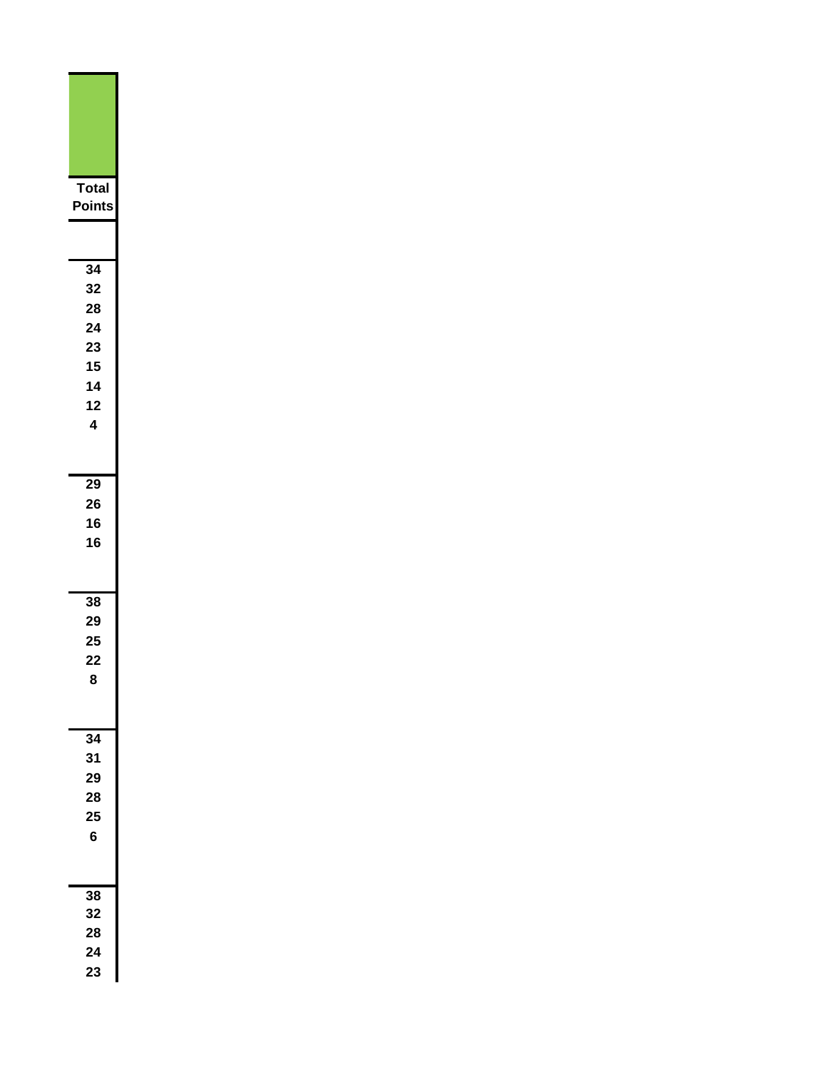| Total Points |
|---|
| |
| 34 |
| 32 |
| 28 |
| 24 |
| 23 |
| 15 |
| 14 |
| 12 |
| 4 |
| |
| 29 |
| 26 |
| 16 |
| 16 |
| |
| 38 |
| 29 |
| 25 |
| 22 |
| 8 |
| |
| 34 |
| 31 |
| 29 |
| 28 |
| 25 |
| 6 |
| |
| 38 |
| 32 |
| 28 |
| 24 |
| 23 |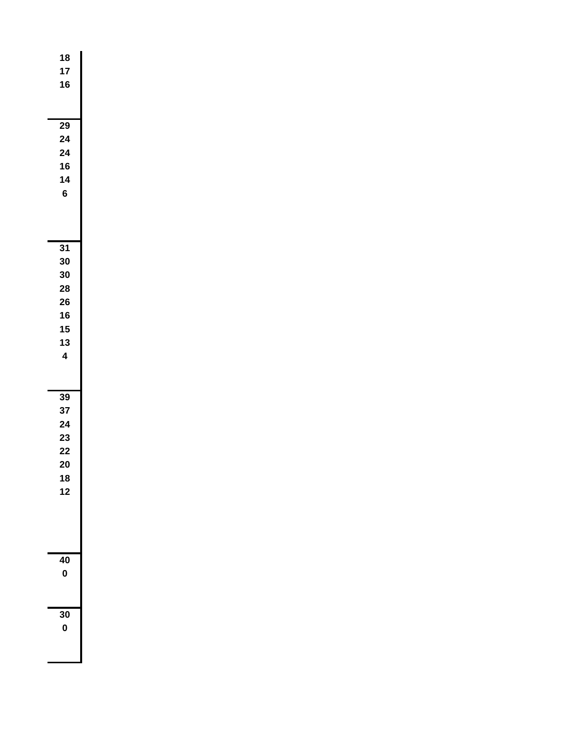18
17
16

29
24
24
16
14
6

31
30
30
28
26
16
15
13
4

39
37
24
23
22
20
18
12

40
0

30
0